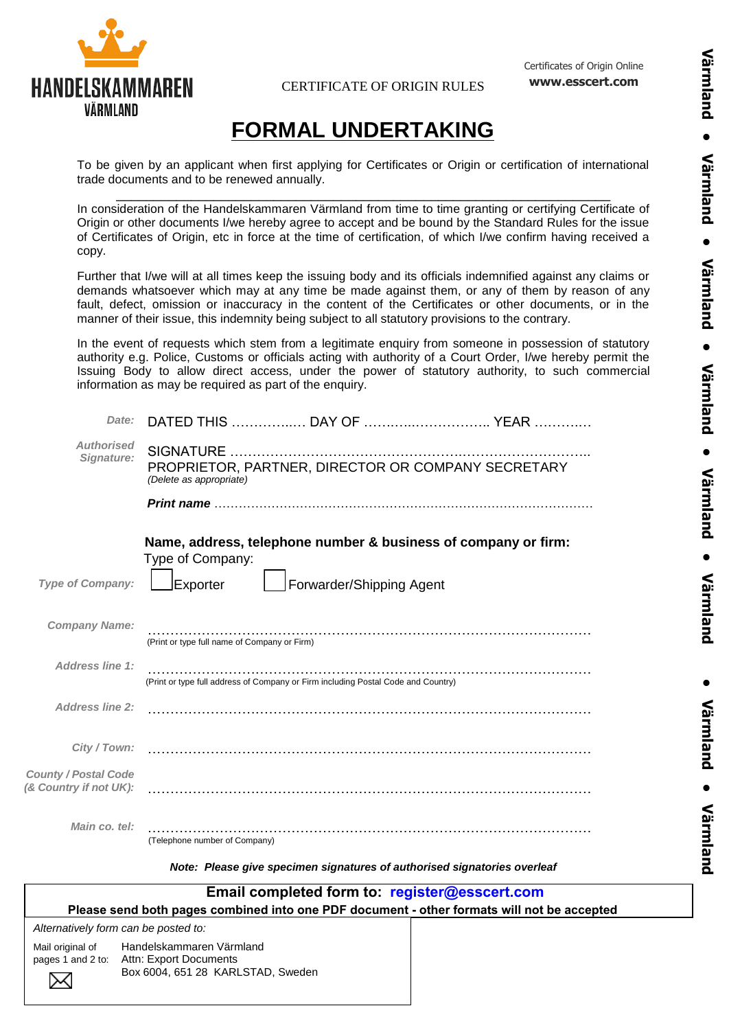HANDELSKAMMAREN VÄRMLAND

CERTIFICATE OF ORIGIN RULES

Certificates of Origin Online
**www.esscert.com**

# FORMAL UNDERTAKING

To be given by an applicant when first applying for Certificates or Origin or certification of international trade documents and to be renewed annually.

---

In consideration of the Handelskammaren Värmland from time to time granting or certifying Certificate of Origin or other documents I/we hereby agree to accept and be bound by the Standard Rules for the issue of Certificates of Origin, etc in force at the time of certification, of which I/we confirm having received a copy.

Further that I/we will at all times keep the issuing body and its officials indemnified against any claims or demands whatsoever which may at any time be made against them, or any of them by reason of any fault, defect, omission or inaccuracy in the content of the Certificates or other documents, or in the manner of their issue, this indemnity being subject to all statutory provisions to the contrary.

In the event of requests which stem from a legitimate enquiry from someone in possession of statutory authority e.g. Police, Customs or officials acting with authority of a Court Order, I/we hereby permit the Issuing Body to allow direct access, under the power of statutory authority, to such commercial information as may be required as part of the enquiry.

*Date:* DATED THIS ................ DAY OF .......................... YEAR ............

*Authorised Signature:* SIGNATURE ...........................................................................
PROPRIETOR, PARTNER, DIRECTOR OR COMPANY SECRETARY
*(Delete as appropriate)*

***Print name*** ...........................................................................

**Name, address, telephone number & business of company or firm:**

Type of Company:

*Type of Company:* ☐ Exporter ☐ Forwarder/Shipping Agent

*Company Name:* ...........................................................................
(Print or type full name of Company or Firm)

*Address line 1:* ...........................................................................
(Print or type full address of Company or Firm including Postal Code and Country)

*Address line 2:* ...........................................................................

*City / Town:* ...........................................................................

*County / Postal Code (& Country if not UK):* ...........................................................................

*Main co. tel:* ...........................................................................
(Telephone number of Company)

***Note: Please give specimen signatures of authorised signatories overleaf***

**Email completed form to: register@esscert.com**

**Please send both pages combined into one PDF document - other formats will not be accepted**

*Alternatively form can be posted to:*

Mail original of pages 1 and 2 to:
Handelskammaren Värmland
Attn: Export Documents
Box 6004, 651 28 KARLSTAD, Sweden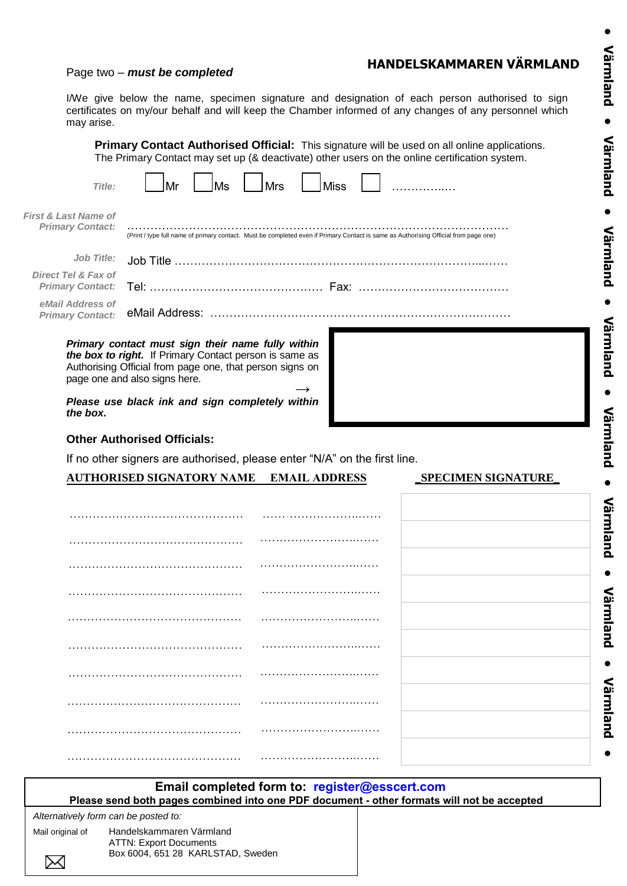Page two – ***must be completed***

**HANDELSKAMMAREN VÄRMLAND**

I/We give below the name, specimen signature and designation of each person authorised to sign certificates on my/our behalf and will keep the Chamber informed of any changes of any personnel which may arise.

**Primary Contact Authorised Official:** This signature will be used on all online applications. The Primary Contact may set up (& deactivate) other users on the online certification system.

*Title:* ☐ Mr ☐ Ms ☐ Mrs ☐ Miss ☐ ……………..…

*First & Last Name of Primary Contact:* ………………………………………………………………………………………

(Print / type full name of primary contact. Must be completed even if Primary Contact is same as Authorising Official from page one and also signs here.)

*Job Title:* Job Title ………………………………………………………………………………..……

*Direct Tel & Fax of Primary Contact:* Tel: ……………………………………… Fax: …………………………………

*eMail Address of Primary Contact:* eMail Address: ……………………………………………………………………

***Primary contact must sign their name fully within the box to right.*** If Primary Contact person is same as Authorising Official from page one, that person signs on page one and also signs here. →

***Please use black ink and sign completely within the box.***

**Other Authorised Officials:**

If no other signers are authorised, please enter "N/A" on the first line.

| AUTHORISED SIGNATORY NAME | EMAIL ADDRESS | SPECIMEN SIGNATURE |
|---|---|---|
| ……………………………………… | ………………………..…… | |
| ……………………………………… | ………………………..…… | |
| ……………………………………… | ………………………..…… | |
| ……………………………………… | ………………………..…… | |
| ……………………………………… | ………………………..…… | |
| ……………………………………… | ………………………..…… | |
| ……………………………………… | ………………………..…… | |
| ……………………………………… | ………………………..…… | |
| ……………………………………… | ………………………..…… | |
| ……………………………………… | ………………………..…… | |

**Email completed form to: register@esscert.com**

**Please send both pages combined into one PDF document - other formats will not be accepted**

*Alternatively form can be posted to:*

Mail original of

Handelskammaren Värmland
ATTN: Export Documents
Box 6004, 651 28 KARLSTAD, Sweden